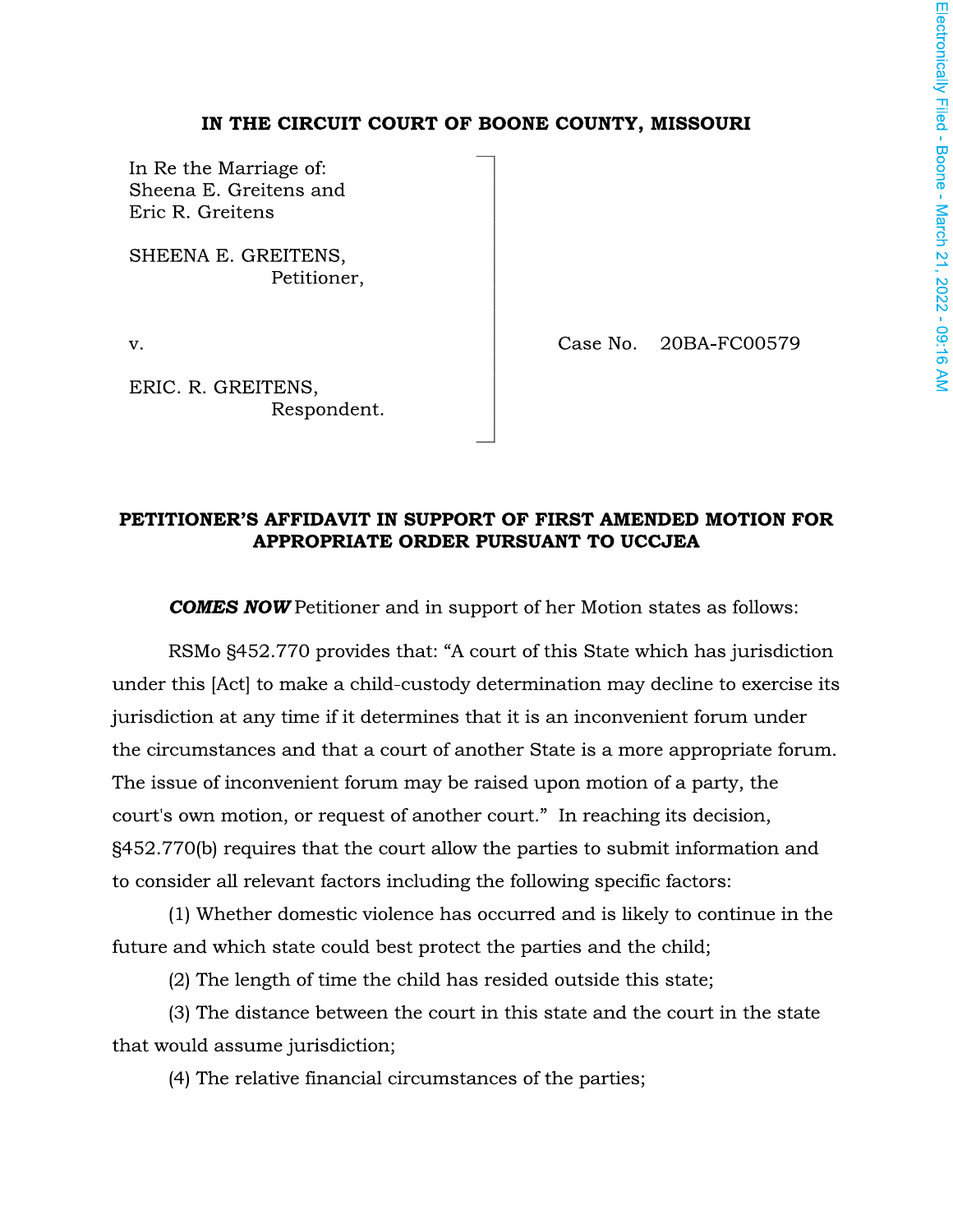**IN THE CIRCUIT COURT OF BOONE COUNTY, MISSOURI**

In Re the Marriage of:
Sheena E. Greitens and
Eric R. Greitens

SHEENA E. GREITENS,
Petitioner,

v.

ERIC. R. GREITENS,
Respondent.

Case No. 20BA-FC00579

**PETITIONER'S AFFIDAVIT IN SUPPORT OF FIRST AMENDED MOTION FOR APPROPRIATE ORDER PURSUANT TO UCCJEA**

***COMES NOW*** Petitioner and in support of her Motion states as follows:

RSMo §452.770 provides that: "A court of this State which has jurisdiction under this [Act] to make a child-custody determination may decline to exercise its jurisdiction at any time if it determines that it is an inconvenient forum under the circumstances and that a court of another State is a more appropriate forum. The issue of inconvenient forum may be raised upon motion of a party, the court's own motion, or request of another court." In reaching its decision, §452.770(b) requires that the court allow the parties to submit information and to consider all relevant factors including the following specific factors:

(1) Whether domestic violence has occurred and is likely to continue in the future and which state could best protect the parties and the child;

(2) The length of time the child has resided outside this state;

(3) The distance between the court in this state and the court in the state that would assume jurisdiction;

(4) The relative financial circumstances of the parties;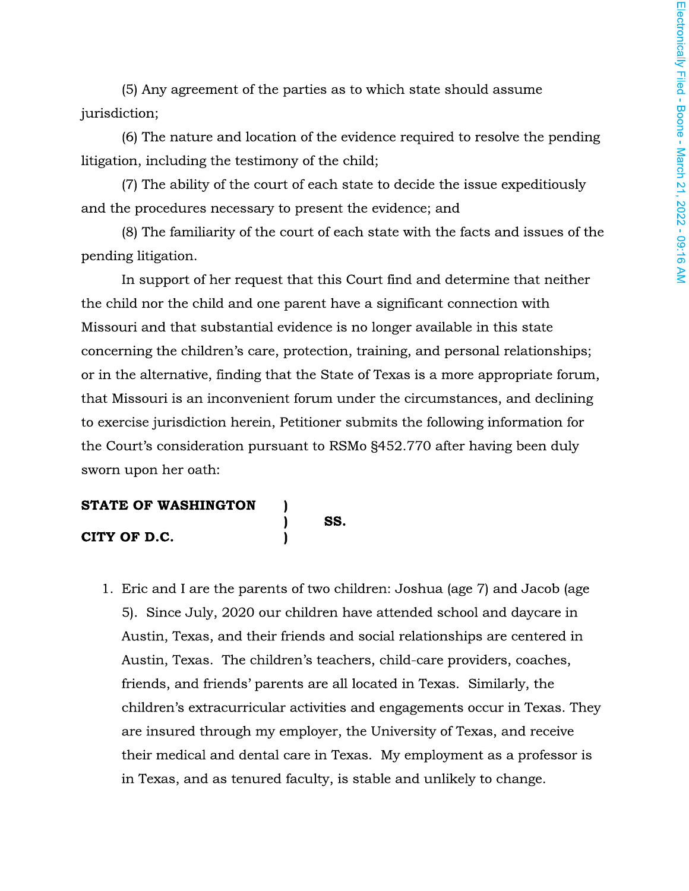(5) Any agreement of the parties as to which state should assume jurisdiction;

(6) The nature and location of the evidence required to resolve the pending litigation, including the testimony of the child;

(7) The ability of the court of each state to decide the issue expeditiously and the procedures necessary to present the evidence; and

(8) The familiarity of the court of each state with the facts and issues of the pending litigation.

In support of her request that this Court find and determine that neither the child nor the child and one parent have a significant connection with Missouri and that substantial evidence is no longer available in this state concerning the children's care, protection, training, and personal relationships; or in the alternative, finding that the State of Texas is a more appropriate forum, that Missouri is an inconvenient forum under the circumstances, and declining to exercise jurisdiction herein, Petitioner submits the following information for the Court's consideration pursuant to RSMo §452.770 after having been duly sworn upon her oath:

**STATE OF WASHINGTON** )
) **SS.**
**CITY OF D.C.** )

1. Eric and I are the parents of two children: Joshua (age 7) and Jacob (age 5). Since July, 2020 our children have attended school and daycare in Austin, Texas, and their friends and social relationships are centered in Austin, Texas. The children's teachers, child-care providers, coaches, friends, and friends' parents are all located in Texas. Similarly, the children's extracurricular activities and engagements occur in Texas. They are insured through my employer, the University of Texas, and receive their medical and dental care in Texas. My employment as a professor is in Texas, and as tenured faculty, is stable and unlikely to change.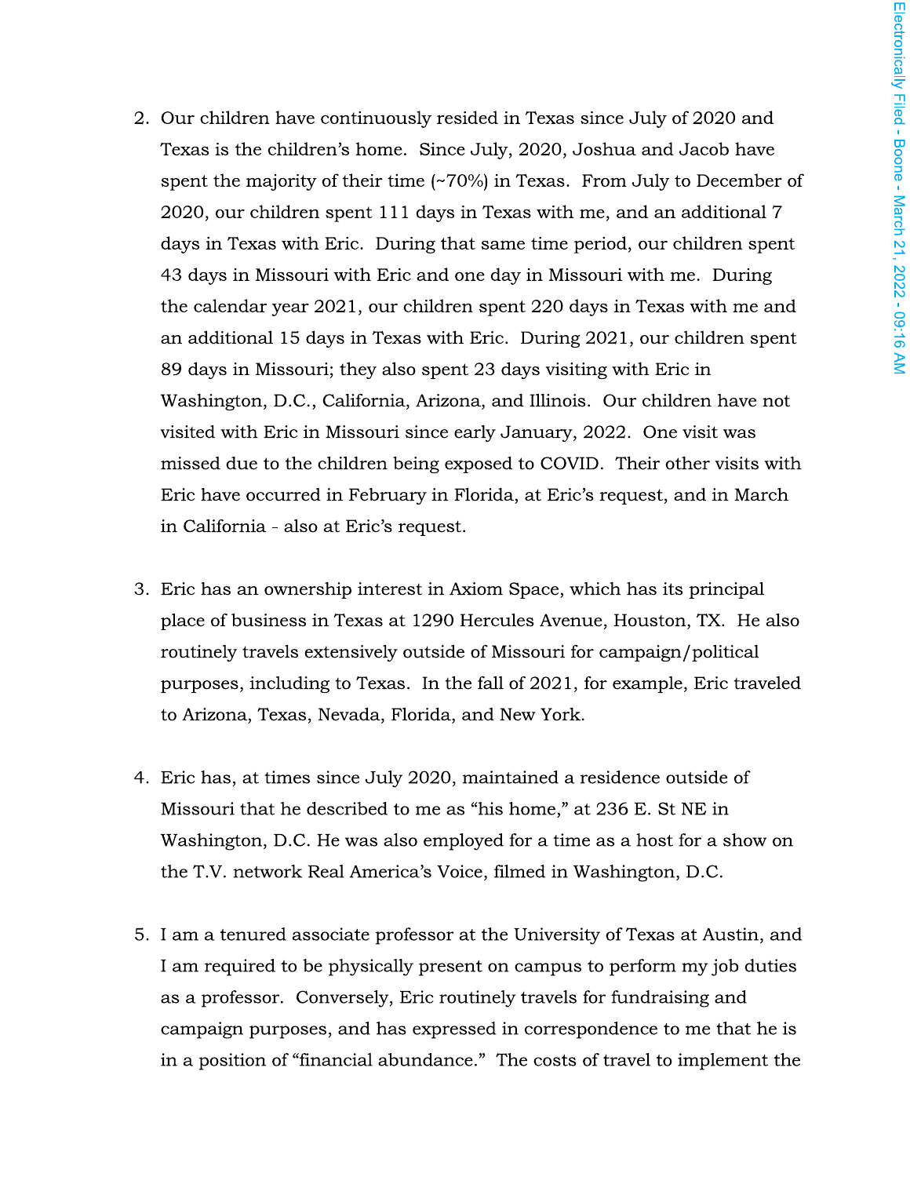2. Our children have continuously resided in Texas since July of 2020 and Texas is the children's home. Since July, 2020, Joshua and Jacob have spent the majority of their time (~70%) in Texas. From July to December of 2020, our children spent 111 days in Texas with me, and an additional 7 days in Texas with Eric. During that same time period, our children spent 43 days in Missouri with Eric and one day in Missouri with me. During the calendar year 2021, our children spent 220 days in Texas with me and an additional 15 days in Texas with Eric. During 2021, our children spent 89 days in Missouri; they also spent 23 days visiting with Eric in Washington, D.C., California, Arizona, and Illinois. Our children have not visited with Eric in Missouri since early January, 2022. One visit was missed due to the children being exposed to COVID. Their other visits with Eric have occurred in February in Florida, at Eric's request, and in March in California - also at Eric's request.

3. Eric has an ownership interest in Axiom Space, which has its principal place of business in Texas at 1290 Hercules Avenue, Houston, TX. He also routinely travels extensively outside of Missouri for campaign/political purposes, including to Texas. In the fall of 2021, for example, Eric traveled to Arizona, Texas, Nevada, Florida, and New York.

4. Eric has, at times since July 2020, maintained a residence outside of Missouri that he described to me as "his home," at 236 E. St NE in Washington, D.C. He was also employed for a time as a host for a show on the T.V. network Real America's Voice, filmed in Washington, D.C.

5. I am a tenured associate professor at the University of Texas at Austin, and I am required to be physically present on campus to perform my job duties as a professor. Conversely, Eric routinely travels for fundraising and campaign purposes, and has expressed in correspondence to me that he is in a position of "financial abundance." The costs of travel to implement the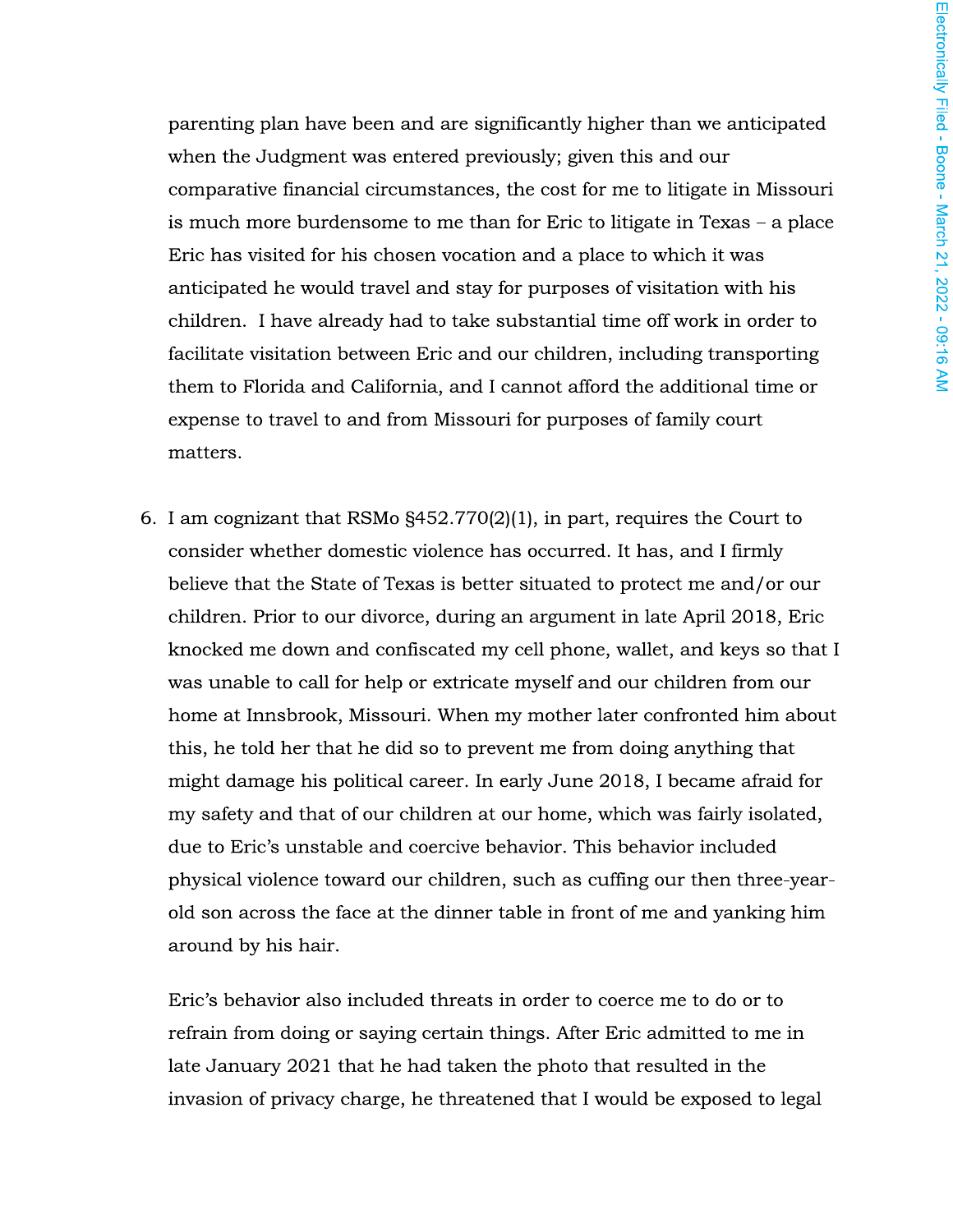parenting plan have been and are significantly higher than we anticipated when the Judgment was entered previously; given this and our comparative financial circumstances, the cost for me to litigate in Missouri is much more burdensome to me than for Eric to litigate in Texas – a place Eric has visited for his chosen vocation and a place to which it was anticipated he would travel and stay for purposes of visitation with his children. I have already had to take substantial time off work in order to facilitate visitation between Eric and our children, including transporting them to Florida and California, and I cannot afford the additional time or expense to travel to and from Missouri for purposes of family court matters.

6. I am cognizant that RSMo §452.770(2)(1), in part, requires the Court to consider whether domestic violence has occurred. It has, and I firmly believe that the State of Texas is better situated to protect me and/or our children. Prior to our divorce, during an argument in late April 2018, Eric knocked me down and confiscated my cell phone, wallet, and keys so that I was unable to call for help or extricate myself and our children from our home at Innsbrook, Missouri. When my mother later confronted him about this, he told her that he did so to prevent me from doing anything that might damage his political career. In early June 2018, I became afraid for my safety and that of our children at our home, which was fairly isolated, due to Eric's unstable and coercive behavior. This behavior included physical violence toward our children, such as cuffing our then three-year-old son across the face at the dinner table in front of me and yanking him around by his hair.

   Eric's behavior also included threats in order to coerce me to do or to refrain from doing or saying certain things. After Eric admitted to me in late January 2021 that he had taken the photo that resulted in the invasion of privacy charge, he threatened that I would be exposed to legal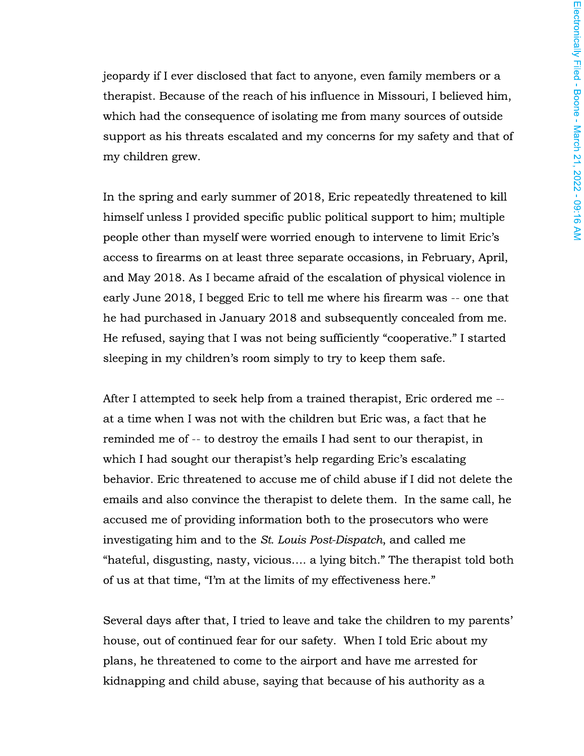jeopardy if I ever disclosed that fact to anyone, even family members or a therapist. Because of the reach of his influence in Missouri, I believed him, which had the consequence of isolating me from many sources of outside support as his threats escalated and my concerns for my safety and that of my children grew.

In the spring and early summer of 2018, Eric repeatedly threatened to kill himself unless I provided specific public political support to him; multiple people other than myself were worried enough to intervene to limit Eric's access to firearms on at least three separate occasions, in February, April, and May 2018. As I became afraid of the escalation of physical violence in early June 2018, I begged Eric to tell me where his firearm was -- one that he had purchased in January 2018 and subsequently concealed from me. He refused, saying that I was not being sufficiently "cooperative." I started sleeping in my children's room simply to try to keep them safe.

After I attempted to seek help from a trained therapist, Eric ordered me -- at a time when I was not with the children but Eric was, a fact that he reminded me of -- to destroy the emails I had sent to our therapist, in which I had sought our therapist's help regarding Eric's escalating behavior. Eric threatened to accuse me of child abuse if I did not delete the emails and also convince the therapist to delete them. In the same call, he accused me of providing information both to the prosecutors who were investigating him and to the *St. Louis Post-Dispatch*, and called me "hateful, disgusting, nasty, vicious.... a lying bitch." The therapist told both of us at that time, "I'm at the limits of my effectiveness here."

Several days after that, I tried to leave and take the children to my parents' house, out of continued fear for our safety. When I told Eric about my plans, he threatened to come to the airport and have me arrested for kidnapping and child abuse, saying that because of his authority as a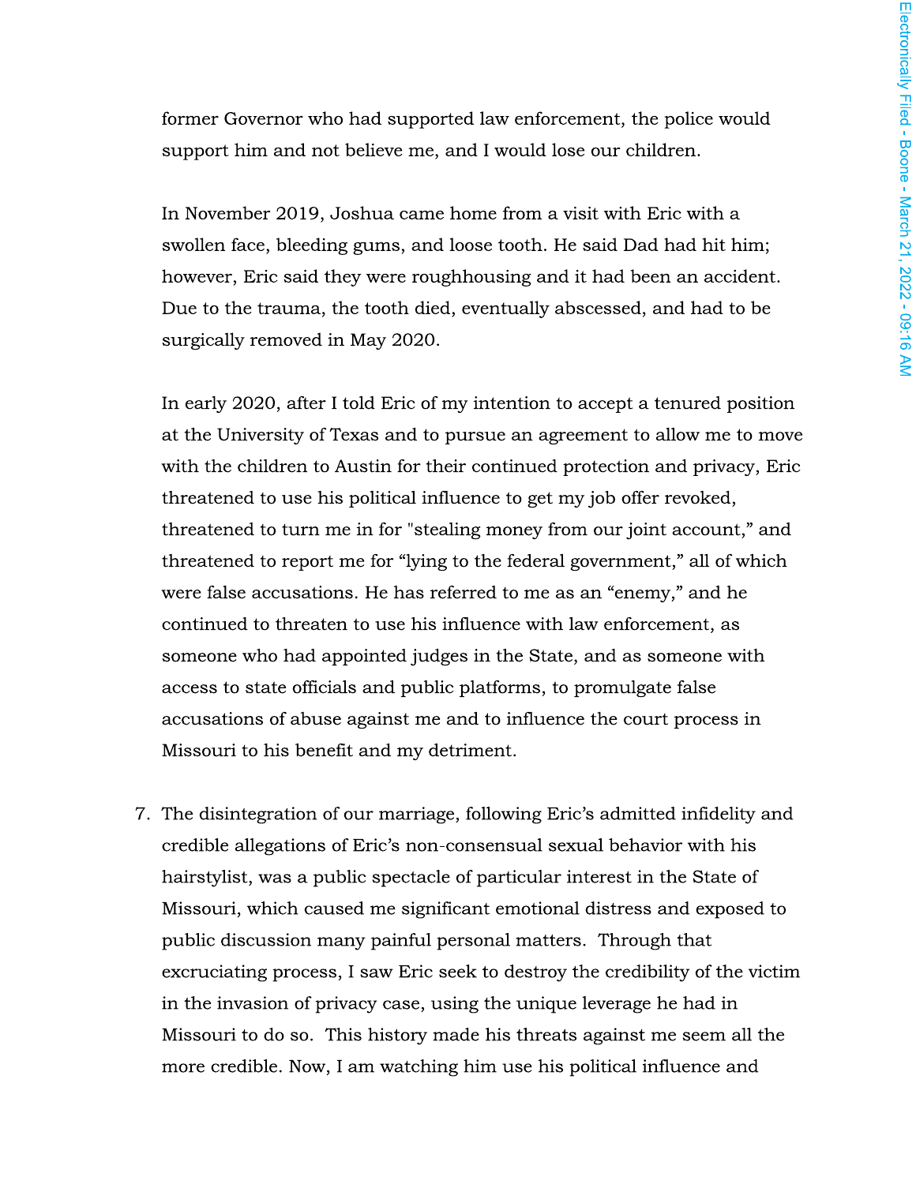former Governor who had supported law enforcement, the police would support him and not believe me, and I would lose our children.

In November 2019, Joshua came home from a visit with Eric with a swollen face, bleeding gums, and loose tooth. He said Dad had hit him; however, Eric said they were roughhousing and it had been an accident. Due to the trauma, the tooth died, eventually abscessed, and had to be surgically removed in May 2020.

In early 2020, after I told Eric of my intention to accept a tenured position at the University of Texas and to pursue an agreement to allow me to move with the children to Austin for their continued protection and privacy, Eric threatened to use his political influence to get my job offer revoked, threatened to turn me in for "stealing money from our joint account," and threatened to report me for "lying to the federal government," all of which were false accusations. He has referred to me as an "enemy," and he continued to threaten to use his influence with law enforcement, as someone who had appointed judges in the State, and as someone with access to state officials and public platforms, to promulgate false accusations of abuse against me and to influence the court process in Missouri to his benefit and my detriment.

7. The disintegration of our marriage, following Eric's admitted infidelity and credible allegations of Eric's non-consensual sexual behavior with his hairstylist, was a public spectacle of particular interest in the State of Missouri, which caused me significant emotional distress and exposed to public discussion many painful personal matters. Through that excruciating process, I saw Eric seek to destroy the credibility of the victim in the invasion of privacy case, using the unique leverage he had in Missouri to do so. This history made his threats against me seem all the more credible. Now, I am watching him use his political influence and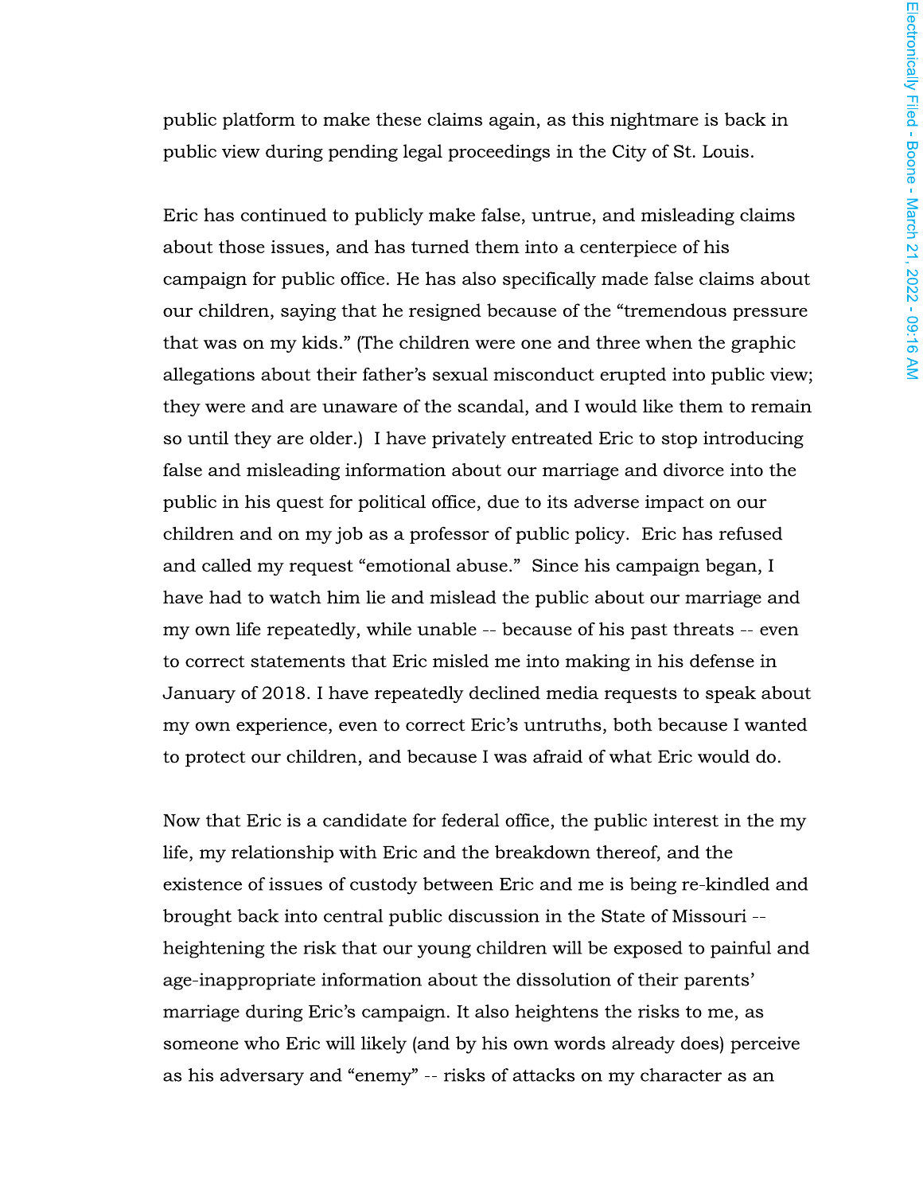public platform to make these claims again, as this nightmare is back in public view during pending legal proceedings in the City of St. Louis.

Eric has continued to publicly make false, untrue, and misleading claims about those issues, and has turned them into a centerpiece of his campaign for public office. He has also specifically made false claims about our children, saying that he resigned because of the "tremendous pressure that was on my kids." (The children were one and three when the graphic allegations about their father's sexual misconduct erupted into public view; they were and are unaware of the scandal, and I would like them to remain so until they are older.) I have privately entreated Eric to stop introducing false and misleading information about our marriage and divorce into the public in his quest for political office, due to its adverse impact on our children and on my job as a professor of public policy. Eric has refused and called my request "emotional abuse." Since his campaign began, I have had to watch him lie and mislead the public about our marriage and my own life repeatedly, while unable -- because of his past threats -- even to correct statements that Eric misled me into making in his defense in January of 2018. I have repeatedly declined media requests to speak about my own experience, even to correct Eric's untruths, both because I wanted to protect our children, and because I was afraid of what Eric would do.

Now that Eric is a candidate for federal office, the public interest in the my life, my relationship with Eric and the breakdown thereof, and the existence of issues of custody between Eric and me is being re-kindled and brought back into central public discussion in the State of Missouri -- heightening the risk that our young children will be exposed to painful and age-inappropriate information about the dissolution of their parents' marriage during Eric's campaign. It also heightens the risks to me, as someone who Eric will likely (and by his own words already does) perceive as his adversary and "enemy" -- risks of attacks on my character as an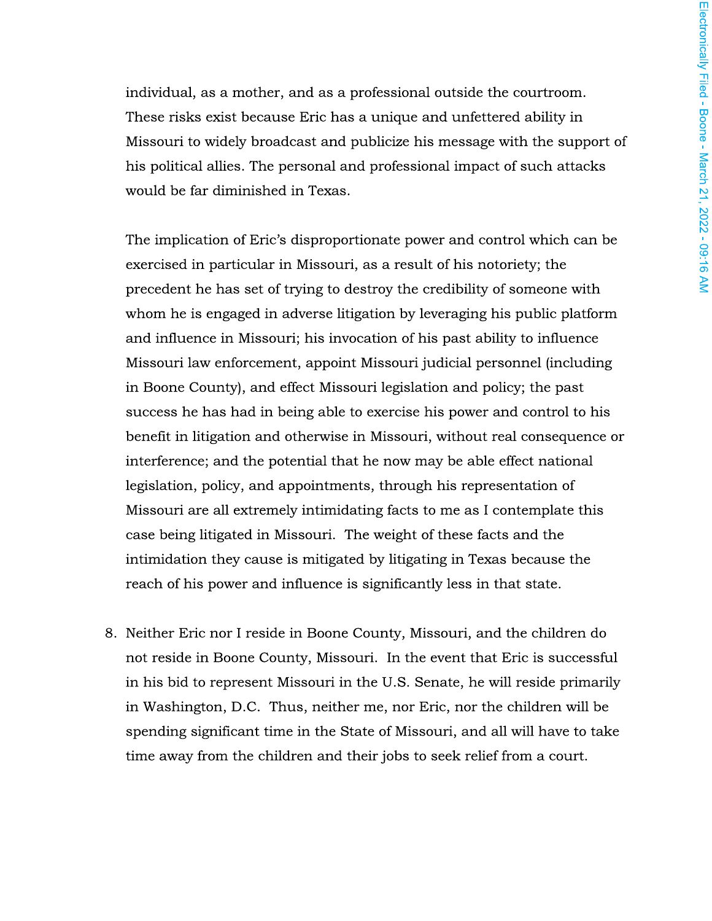individual, as a mother, and as a professional outside the courtroom. These risks exist because Eric has a unique and unfettered ability in Missouri to widely broadcast and publicize his message with the support of his political allies. The personal and professional impact of such attacks would be far diminished in Texas.

The implication of Eric's disproportionate power and control which can be exercised in particular in Missouri, as a result of his notoriety; the precedent he has set of trying to destroy the credibility of someone with whom he is engaged in adverse litigation by leveraging his public platform and influence in Missouri; his invocation of his past ability to influence Missouri law enforcement, appoint Missouri judicial personnel (including in Boone County), and effect Missouri legislation and policy; the past success he has had in being able to exercise his power and control to his benefit in litigation and otherwise in Missouri, without real consequence or interference; and the potential that he now may be able effect national legislation, policy, and appointments, through his representation of Missouri are all extremely intimidating facts to me as I contemplate this case being litigated in Missouri. The weight of these facts and the intimidation they cause is mitigated by litigating in Texas because the reach of his power and influence is significantly less in that state.

8. Neither Eric nor I reside in Boone County, Missouri, and the children do not reside in Boone County, Missouri. In the event that Eric is successful in his bid to represent Missouri in the U.S. Senate, he will reside primarily in Washington, D.C. Thus, neither me, nor Eric, nor the children will be spending significant time in the State of Missouri, and all will have to take time away from the children and their jobs to seek relief from a court.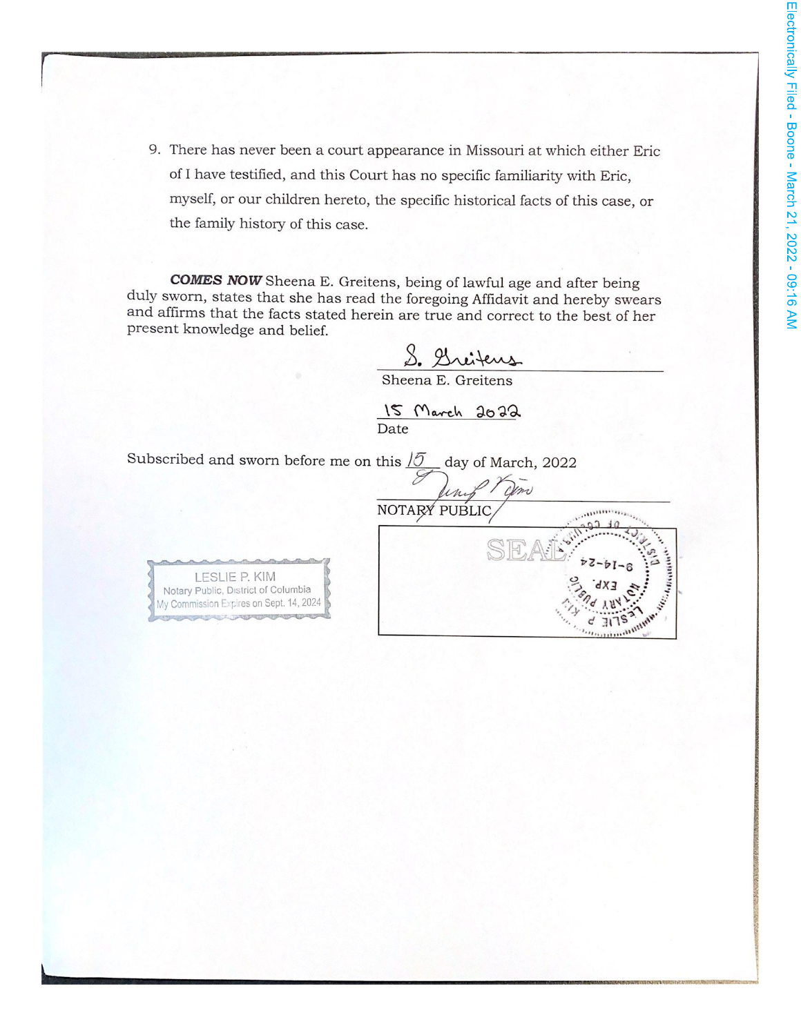9. There has never been a court appearance in Missouri at which either Eric of I have testified, and this Court has no specific familiarity with Eric, myself, or our children hereto, the specific historical facts of this case, or the family history of this case.

***COMES NOW*** Sheena E. Greitens, being of lawful age and after being duly sworn, states that she has read the foregoing Affidavit and hereby swears and affirms that the facts stated herein are true and correct to the best of her present knowledge and belief.

S. Greitens
Sheena E. Greitens

15 March 2022
Date

Subscribed and sworn before me on this 15 day of March, 2022

NOTARY PUBLIC

SEAL

LESLIE P. KIM
Notary Public, District of Columbia
My Commission Expires on Sept. 14, 2024

LESLIE P KIM NOTARY PUBLIC DISTRICT OF COLUMBIA EXP. 9-14-24